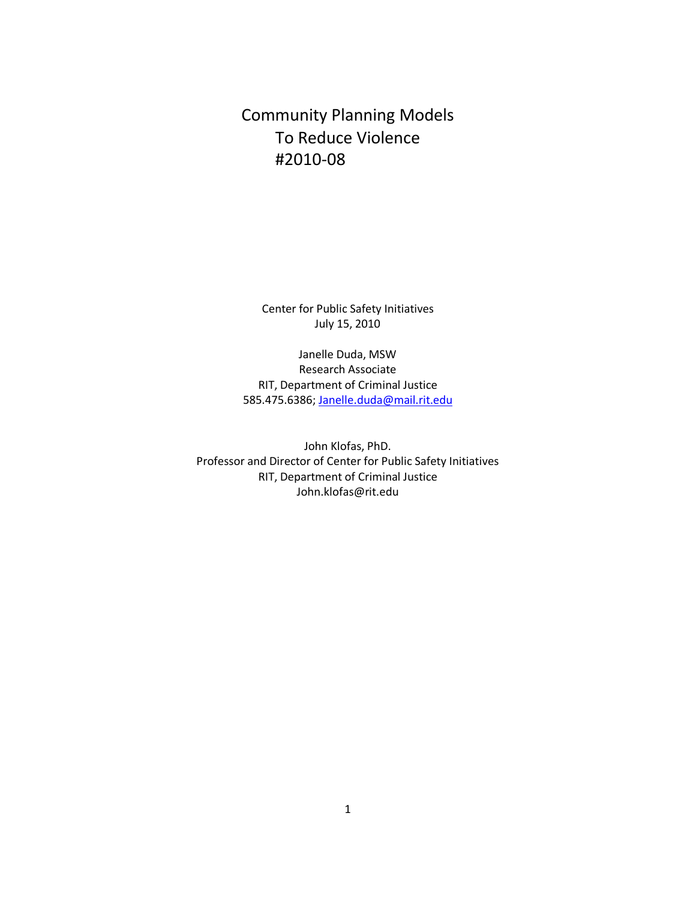# Community Planning Models To Reduce Violence #2010-08

Center for Public Safety Initiatives
July 15, 2010

Janelle Duda, MSW
Research Associate
RIT, Department of Criminal Justice
585.475.6386; Janelle.duda@mail.rit.edu

John Klofas, PhD.
Professor and Director of Center for Public Safety Initiatives
RIT, Department of Criminal Justice
John.klofas@rit.edu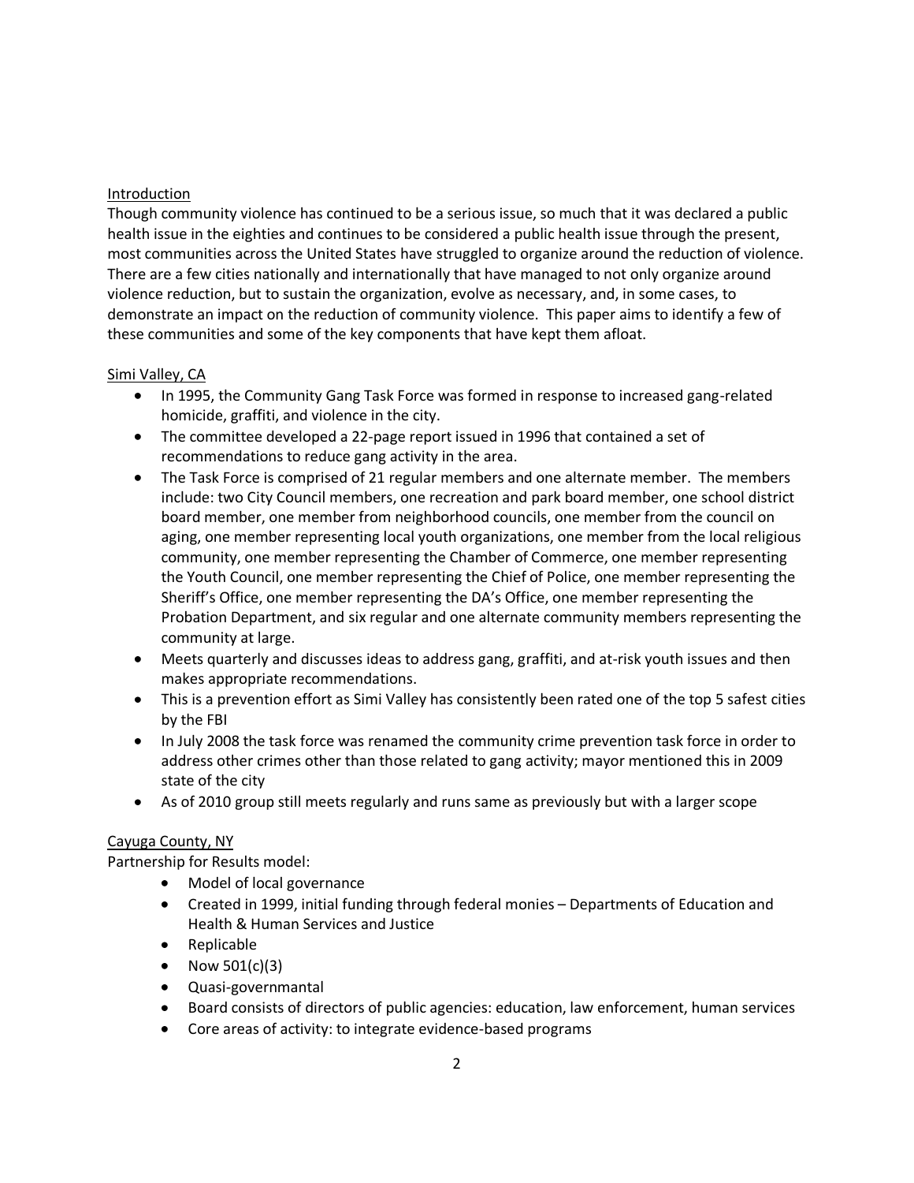Introduction

Though community violence has continued to be a serious issue, so much that it was declared a public health issue in the eighties and continues to be considered a public health issue through the present, most communities across the United States have struggled to organize around the reduction of violence. There are a few cities nationally and internationally that have managed to not only organize around violence reduction, but to sustain the organization, evolve as necessary, and, in some cases, to demonstrate an impact on the reduction of community violence. This paper aims to identify a few of these communities and some of the key components that have kept them afloat.

Simi Valley, CA

- In 1995, the Community Gang Task Force was formed in response to increased gang-related homicide, graffiti, and violence in the city.
- The committee developed a 22-page report issued in 1996 that contained a set of recommendations to reduce gang activity in the area.
- The Task Force is comprised of 21 regular members and one alternate member. The members include: two City Council members, one recreation and park board member, one school district board member, one member from neighborhood councils, one member from the council on aging, one member representing local youth organizations, one member from the local religious community, one member representing the Chamber of Commerce, one member representing the Youth Council, one member representing the Chief of Police, one member representing the Sheriff's Office, one member representing the DA's Office, one member representing the Probation Department, and six regular and one alternate community members representing the community at large.
- Meets quarterly and discusses ideas to address gang, graffiti, and at-risk youth issues and then makes appropriate recommendations.
- This is a prevention effort as Simi Valley has consistently been rated one of the top 5 safest cities by the FBI
- In July 2008 the task force was renamed the community crime prevention task force in order to address other crimes other than those related to gang activity; mayor mentioned this in 2009 state of the city
- As of 2010 group still meets regularly and runs same as previously but with a larger scope

Cayuga County, NY

Partnership for Results model:

- Model of local governance
- Created in 1999, initial funding through federal monies – Departments of Education and Health & Human Services and Justice
- Replicable
- Now 501(c)(3)
- Quasi-governmantal
- Board consists of directors of public agencies: education, law enforcement, human services
- Core areas of activity: to integrate evidence-based programs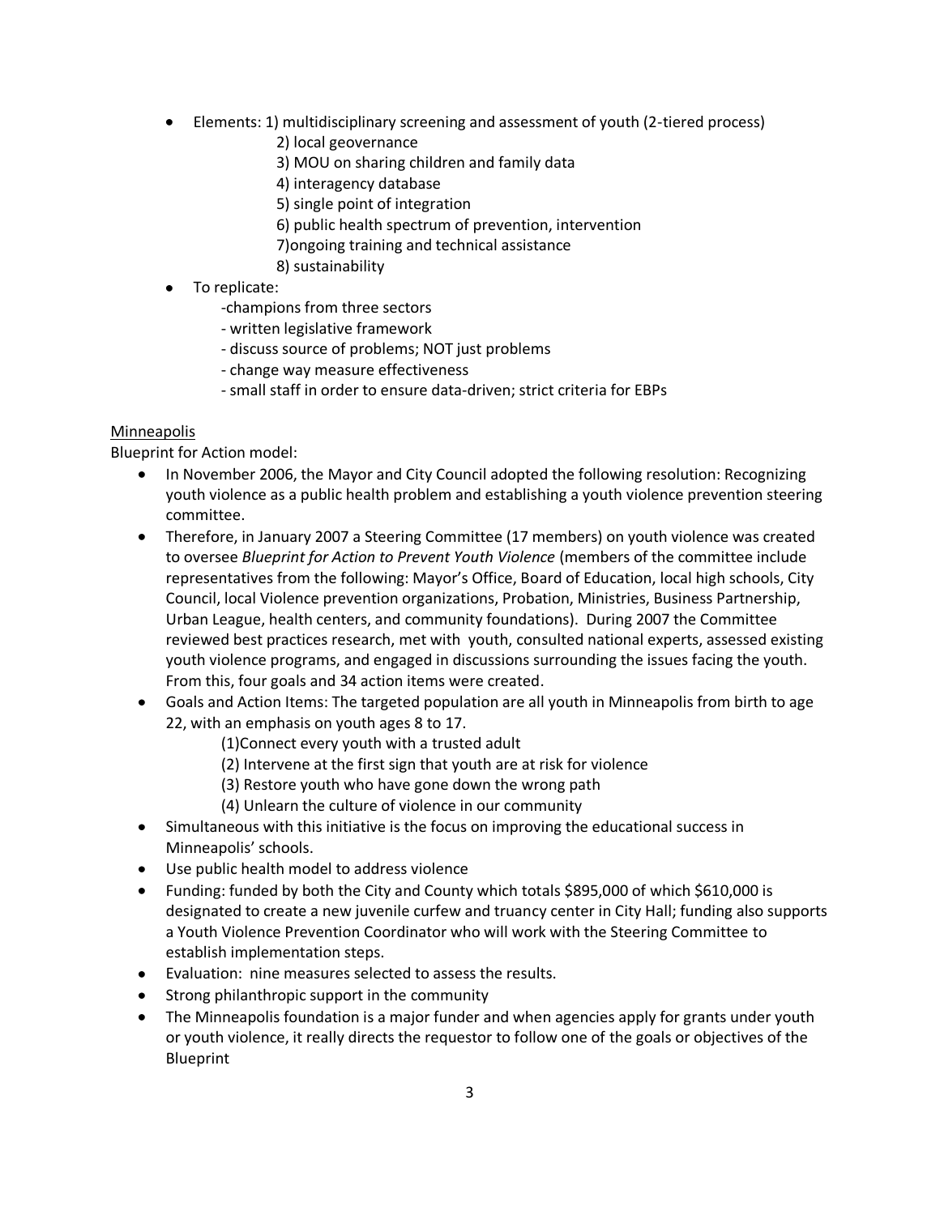- Elements: 1) multidisciplinary screening and assessment of youth (2-tiered process)
  2) local geovernance
  3) MOU on sharing children and family data
  4) interagency database
  5) single point of integration
  6) public health spectrum of prevention, intervention
  7)ongoing training and technical assistance
  8) sustainability
- To replicate:
  -champions from three sectors
  - written legislative framework
  - discuss source of problems; NOT just problems
  - change way measure effectiveness
  - small staff in order to ensure data-driven; strict criteria for EBPs

<u>Minneapolis</u>

Blueprint for Action model:

- In November 2006, the Mayor and City Council adopted the following resolution: Recognizing youth violence as a public health problem and establishing a youth violence prevention steering committee.
- Therefore, in January 2007 a Steering Committee (17 members) on youth violence was created to oversee *Blueprint for Action to Prevent Youth Violence* (members of the committee include representatives from the following: Mayor's Office, Board of Education, local high schools, City Council, local Violence prevention organizations, Probation, Ministries, Business Partnership, Urban League, health centers, and community foundations). During 2007 the Committee reviewed best practices research, met with youth, consulted national experts, assessed existing youth violence programs, and engaged in discussions surrounding the issues facing the youth. From this, four goals and 34 action items were created.
- Goals and Action Items: The targeted population are all youth in Minneapolis from birth to age 22, with an emphasis on youth ages 8 to 17.
  (1)Connect every youth with a trusted adult
  (2) Intervene at the first sign that youth are at risk for violence
  (3) Restore youth who have gone down the wrong path
  (4) Unlearn the culture of violence in our community
- Simultaneous with this initiative is the focus on improving the educational success in Minneapolis' schools.
- Use public health model to address violence
- Funding: funded by both the City and County which totals $895,000 of which $610,000 is designated to create a new juvenile curfew and truancy center in City Hall; funding also supports a Youth Violence Prevention Coordinator who will work with the Steering Committee to establish implementation steps.
- Evaluation: nine measures selected to assess the results.
- Strong philanthropic support in the community
- The Minneapolis foundation is a major funder and when agencies apply for grants under youth or youth violence, it really directs the requestor to follow one of the goals or objectives of the Blueprint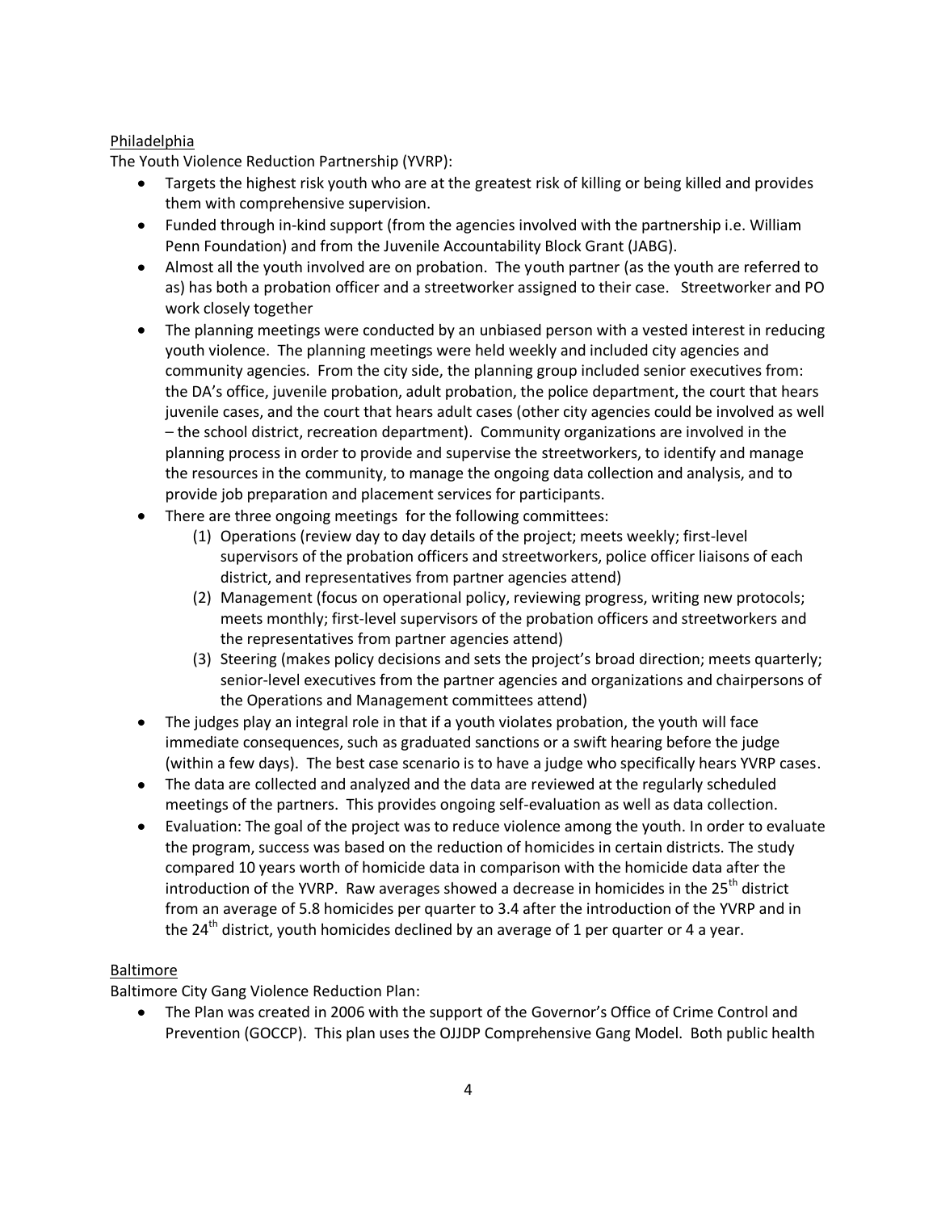Philadelphia

The Youth Violence Reduction Partnership (YVRP):

- Targets the highest risk youth who are at the greatest risk of killing or being killed and provides them with comprehensive supervision.
- Funded through in-kind support (from the agencies involved with the partnership i.e. William Penn Foundation) and from the Juvenile Accountability Block Grant (JABG).
- Almost all the youth involved are on probation. The youth partner (as the youth are referred to as) has both a probation officer and a streetworker assigned to their case. Streetworker and PO work closely together
- The planning meetings were conducted by an unbiased person with a vested interest in reducing youth violence. The planning meetings were held weekly and included city agencies and community agencies. From the city side, the planning group included senior executives from: the DA's office, juvenile probation, adult probation, the police department, the court that hears juvenile cases, and the court that hears adult cases (other city agencies could be involved as well – the school district, recreation department). Community organizations are involved in the planning process in order to provide and supervise the streetworkers, to identify and manage the resources in the community, to manage the ongoing data collection and analysis, and to provide job preparation and placement services for participants.
- There are three ongoing meetings for the following committees:
    1. Operations (review day to day details of the project; meets weekly; first-level supervisors of the probation officers and streetworkers, police officer liaisons of each district, and representatives from partner agencies attend)
    2. Management (focus on operational policy, reviewing progress, writing new protocols; meets monthly; first-level supervisors of the probation officers and streetworkers and the representatives from partner agencies attend)
    3. Steering (makes policy decisions and sets the project's broad direction; meets quarterly; senior-level executives from the partner agencies and organizations and chairpersons of the Operations and Management committees attend)
- The judges play an integral role in that if a youth violates probation, the youth will face immediate consequences, such as graduated sanctions or a swift hearing before the judge (within a few days). The best case scenario is to have a judge who specifically hears YVRP cases.
- The data are collected and analyzed and the data are reviewed at the regularly scheduled meetings of the partners. This provides ongoing self-evaluation as well as data collection.
- Evaluation: The goal of the project was to reduce violence among the youth. In order to evaluate the program, success was based on the reduction of homicides in certain districts. The study compared 10 years worth of homicide data in comparison with the homicide data after the introduction of the YVRP. Raw averages showed a decrease in homicides in the 25th district from an average of 5.8 homicides per quarter to 3.4 after the introduction of the YVRP and in the 24th district, youth homicides declined by an average of 1 per quarter or 4 a year.

Baltimore

Baltimore City Gang Violence Reduction Plan:

- The Plan was created in 2006 with the support of the Governor's Office of Crime Control and Prevention (GOCCP). This plan uses the OJJDP Comprehensive Gang Model. Both public health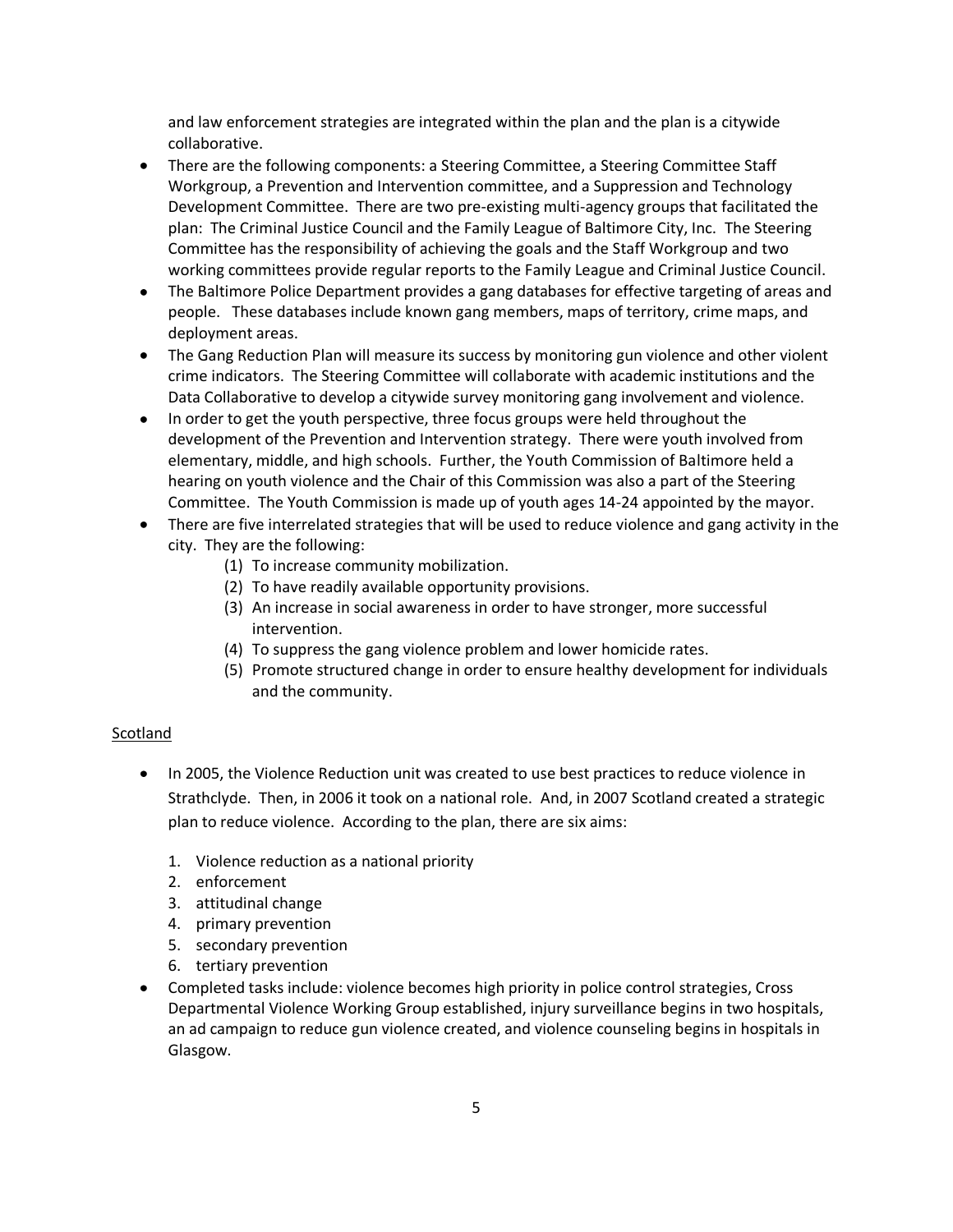and law enforcement strategies are integrated within the plan and the plan is a citywide collaborative.

- There are the following components: a Steering Committee, a Steering Committee Staff Workgroup, a Prevention and Intervention committee, and a Suppression and Technology Development Committee. There are two pre-existing multi-agency groups that facilitated the plan: The Criminal Justice Council and the Family League of Baltimore City, Inc. The Steering Committee has the responsibility of achieving the goals and the Staff Workgroup and two working committees provide regular reports to the Family League and Criminal Justice Council.
- The Baltimore Police Department provides a gang databases for effective targeting of areas and people. These databases include known gang members, maps of territory, crime maps, and deployment areas.
- The Gang Reduction Plan will measure its success by monitoring gun violence and other violent crime indicators. The Steering Committee will collaborate with academic institutions and the Data Collaborative to develop a citywide survey monitoring gang involvement and violence.
- In order to get the youth perspective, three focus groups were held throughout the development of the Prevention and Intervention strategy. There were youth involved from elementary, middle, and high schools. Further, the Youth Commission of Baltimore held a hearing on youth violence and the Chair of this Commission was also a part of the Steering Committee. The Youth Commission is made up of youth ages 14-24 appointed by the mayor.
- There are five interrelated strategies that will be used to reduce violence and gang activity in the city. They are the following:
    (1) To increase community mobilization.
    (2) To have readily available opportunity provisions.
    (3) An increase in social awareness in order to have stronger, more successful intervention.
    (4) To suppress the gang violence problem and lower homicide rates.
    (5) Promote structured change in order to ensure healthy development for individuals and the community.

<u>Scotland</u>

- In 2005, the Violence Reduction unit was created to use best practices to reduce violence in Strathclyde. Then, in 2006 it took on a national role. And, in 2007 Scotland created a strategic plan to reduce violence. According to the plan, there are six aims:
    1. Violence reduction as a national priority
    2. enforcement
    3. attitudinal change
    4. primary prevention
    5. secondary prevention
    6. tertiary prevention
- Completed tasks include: violence becomes high priority in police control strategies, Cross Departmental Violence Working Group established, injury surveillance begins in two hospitals, an ad campaign to reduce gun violence created, and violence counseling begins in hospitals in Glasgow.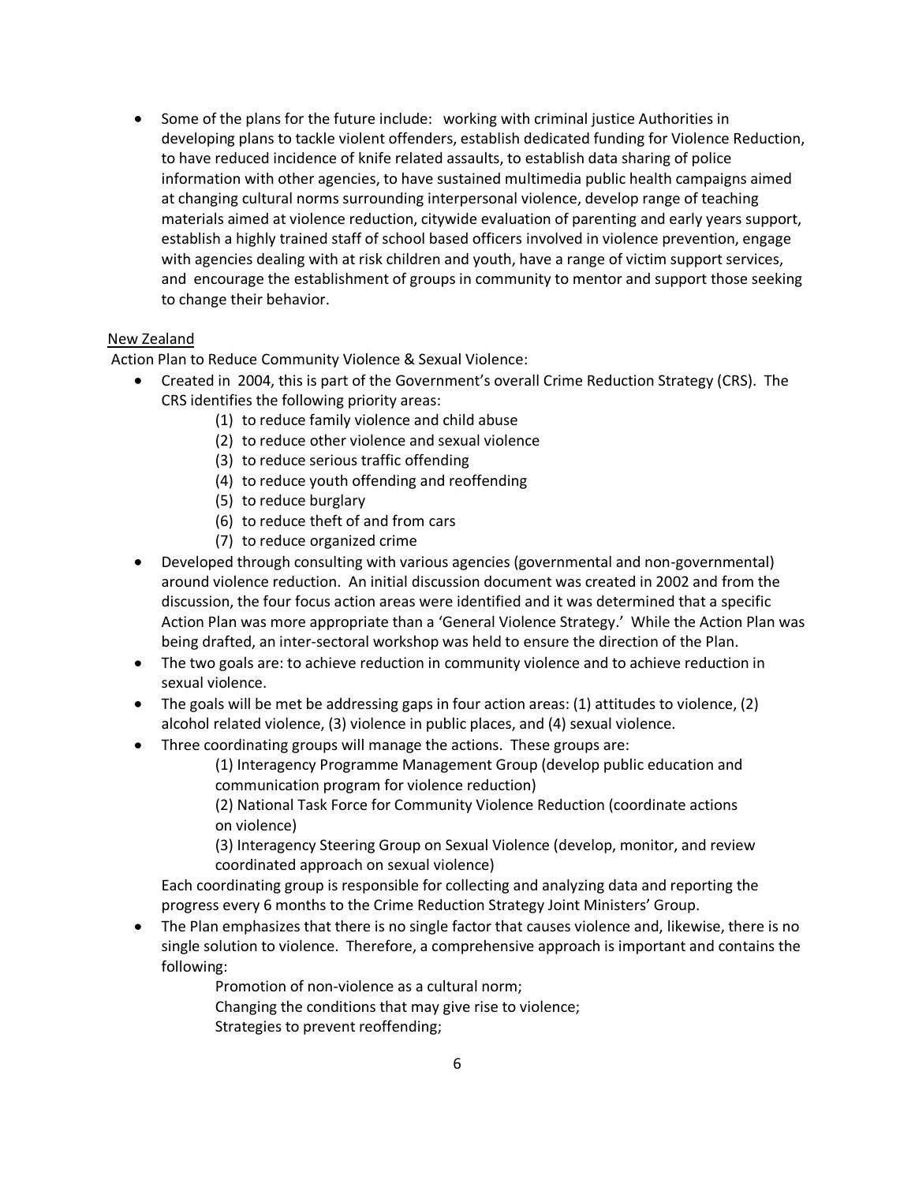- Some of the plans for the future include: working with criminal justice Authorities in developing plans to tackle violent offenders, establish dedicated funding for Violence Reduction, to have reduced incidence of knife related assaults, to establish data sharing of police information with other agencies, to have sustained multimedia public health campaigns aimed at changing cultural norms surrounding interpersonal violence, develop range of teaching materials aimed at violence reduction, citywide evaluation of parenting and early years support, establish a highly trained staff of school based officers involved in violence prevention, engage with agencies dealing with at risk children and youth, have a range of victim support services, and encourage the establishment of groups in community to mentor and support those seeking to change their behavior.

<u>New Zealand</u>

Action Plan to Reduce Community Violence & Sexual Violence:

- Created in 2004, this is part of the Government's overall Crime Reduction Strategy (CRS). The CRS identifies the following priority areas:
    - (1) to reduce family violence and child abuse
    - (2) to reduce other violence and sexual violence
    - (3) to reduce serious traffic offending
    - (4) to reduce youth offending and reoffending
    - (5) to reduce burglary
    - (6) to reduce theft of and from cars
    - (7) to reduce organized crime
- Developed through consulting with various agencies (governmental and non-governmental) around violence reduction. An initial discussion document was created in 2002 and from the discussion, the four focus action areas were identified and it was determined that a specific Action Plan was more appropriate than a 'General Violence Strategy.' While the Action Plan was being drafted, an inter-sectoral workshop was held to ensure the direction of the Plan.
- The two goals are: to achieve reduction in community violence and to achieve reduction in sexual violence.
- The goals will be met be addressing gaps in four action areas: (1) attitudes to violence, (2) alcohol related violence, (3) violence in public places, and (4) sexual violence.
- Three coordinating groups will manage the actions. These groups are:

    (1) Interagency Programme Management Group (develop public education and communication program for violence reduction)

    (2) National Task Force for Community Violence Reduction (coordinate actions on violence)

    (3) Interagency Steering Group on Sexual Violence (develop, monitor, and review coordinated approach on sexual violence)

  Each coordinating group is responsible for collecting and analyzing data and reporting the progress every 6 months to the Crime Reduction Strategy Joint Ministers' Group.
- The Plan emphasizes that there is no single factor that causes violence and, likewise, there is no single solution to violence. Therefore, a comprehensive approach is important and contains the following:

    Promotion of non-violence as a cultural norm;

    Changing the conditions that may give rise to violence;

    Strategies to prevent reoffending;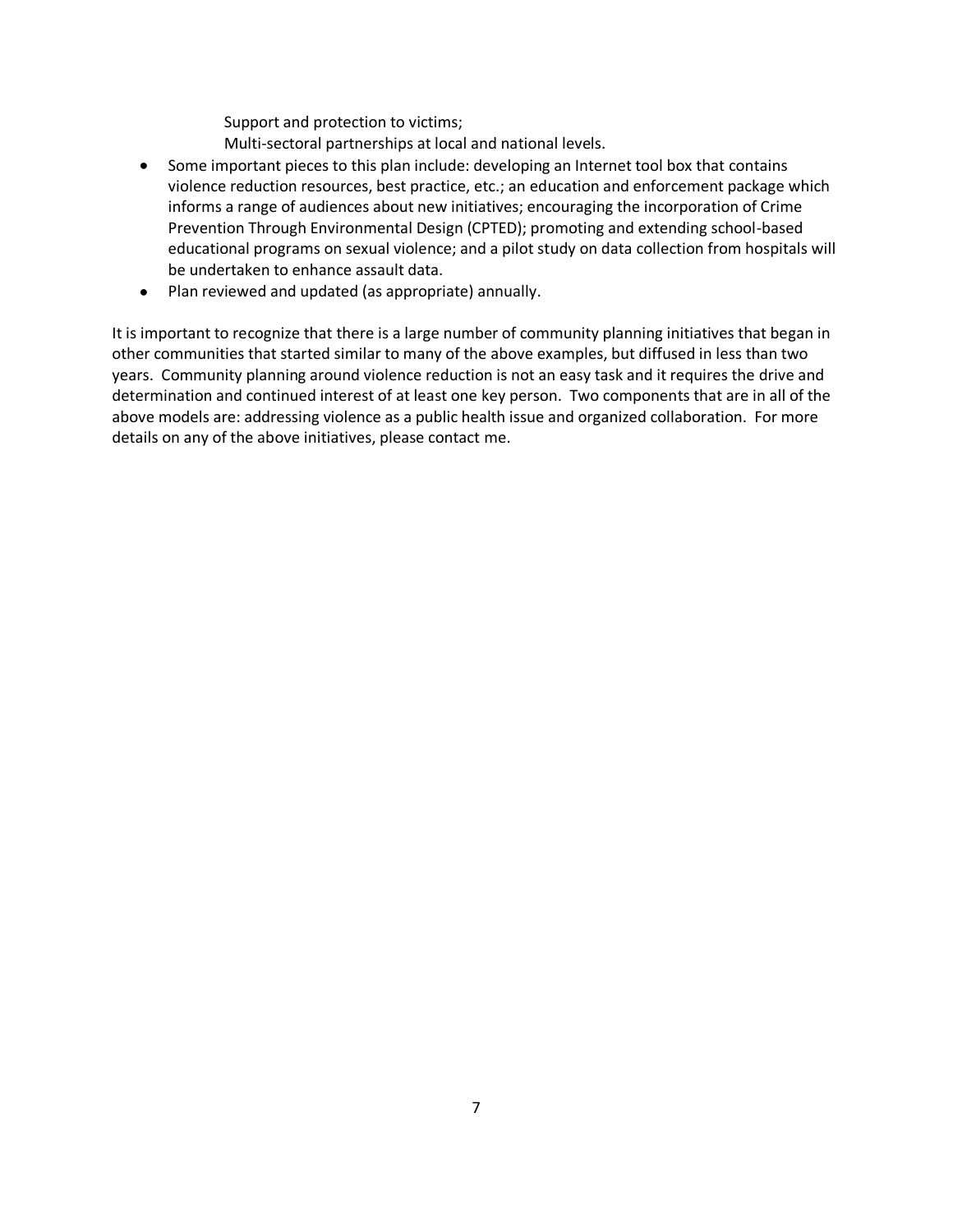Support and protection to victims;
Multi-sectoral partnerships at local and national levels.

- Some important pieces to this plan include: developing an Internet tool box that contains violence reduction resources, best practice, etc.; an education and enforcement package which informs a range of audiences about new initiatives; encouraging the incorporation of Crime Prevention Through Environmental Design (CPTED); promoting and extending school-based educational programs on sexual violence; and a pilot study on data collection from hospitals will be undertaken to enhance assault data.
- Plan reviewed and updated (as appropriate) annually.

It is important to recognize that there is a large number of community planning initiatives that began in other communities that started similar to many of the above examples, but diffused in less than two years. Community planning around violence reduction is not an easy task and it requires the drive and determination and continued interest of at least one key person. Two components that are in all of the above models are: addressing violence as a public health issue and organized collaboration. For more details on any of the above initiatives, please contact me.